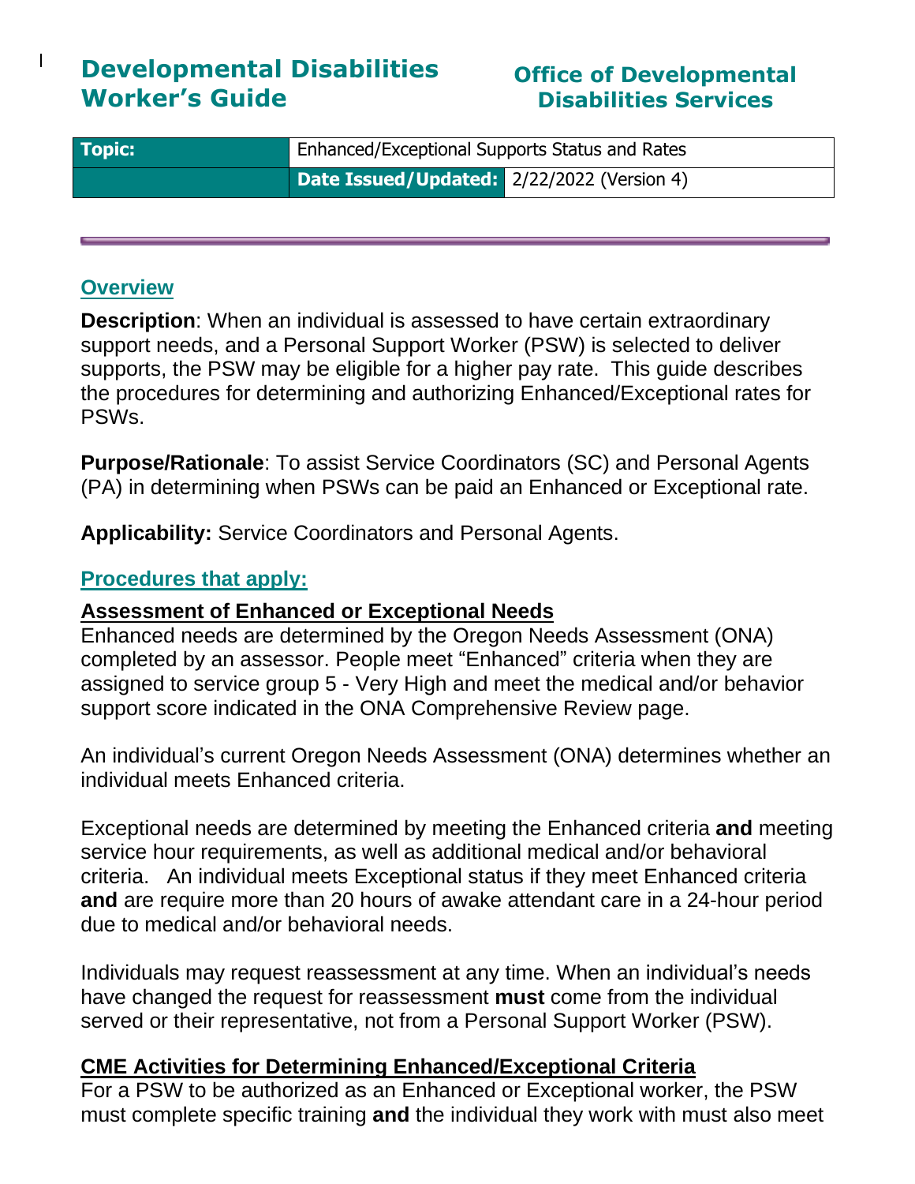# Developmental Disabilities Worker's Guide

## Office of Developmental Disabilities Services

| Topic: | Enhanced/Exceptional Supports Status and Rates | |
|---|---|---|
| | **Date Issued/Updated:** | 2/22/2022 (Version 4) |

## Overview

**Description**: When an individual is assessed to have certain extraordinary support needs, and a Personal Support Worker (PSW) is selected to deliver supports, the PSW may be eligible for a higher pay rate. This guide describes the procedures for determining and authorizing Enhanced/Exceptional rates for PSWs.

**Purpose/Rationale**: To assist Service Coordinators (SC) and Personal Agents (PA) in determining when PSWs can be paid an Enhanced or Exceptional rate.

**Applicability:** Service Coordinators and Personal Agents.

## Procedures that apply:

### Assessment of Enhanced or Exceptional Needs

Enhanced needs are determined by the Oregon Needs Assessment (ONA) completed by an assessor. People meet "Enhanced" criteria when they are assigned to service group 5 - Very High and meet the medical and/or behavior support score indicated in the ONA Comprehensive Review page.

An individual's current Oregon Needs Assessment (ONA) determines whether an individual meets Enhanced criteria.

Exceptional needs are determined by meeting the Enhanced criteria **and** meeting service hour requirements, as well as additional medical and/or behavioral criteria. An individual meets Exceptional status if they meet Enhanced criteria **and** are require more than 20 hours of awake attendant care in a 24-hour period due to medical and/or behavioral needs.

Individuals may request reassessment at any time. When an individual's needs have changed the request for reassessment **must** come from the individual served or their representative, not from a Personal Support Worker (PSW).

### CME Activities for Determining Enhanced/Exceptional Criteria

For a PSW to be authorized as an Enhanced or Exceptional worker, the PSW must complete specific training **and** the individual they work with must also meet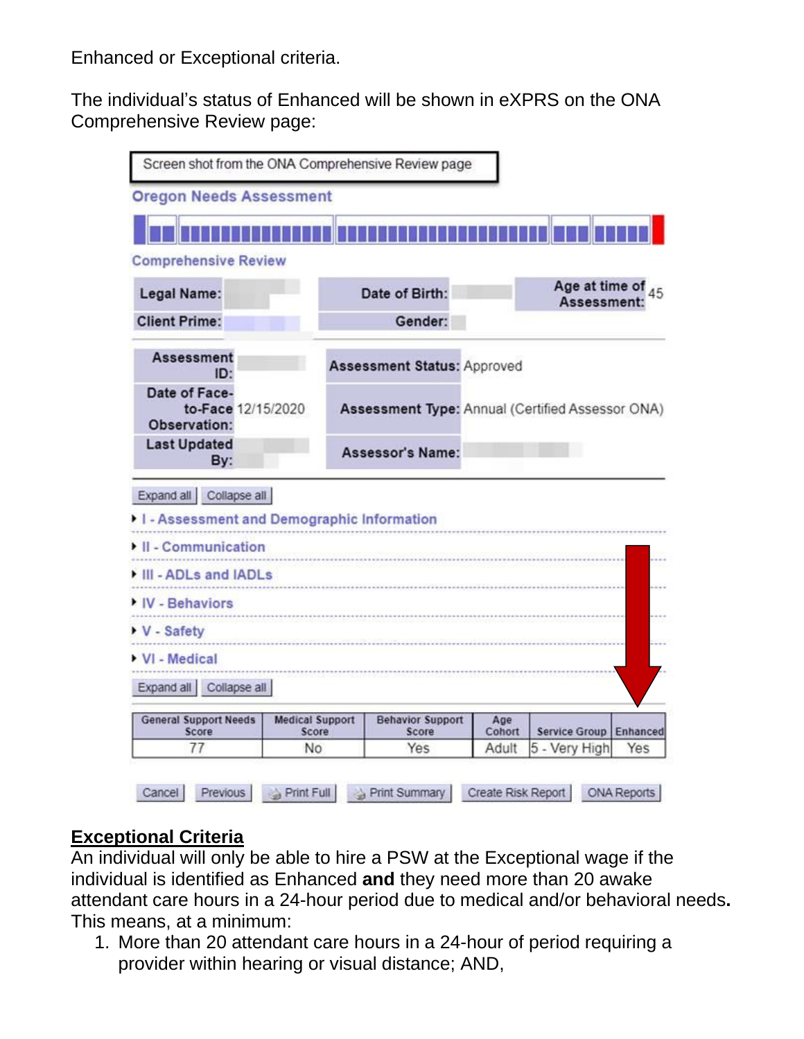Enhanced or Exceptional criteria.

The individual's status of Enhanced will be shown in eXPRS on the ONA Comprehensive Review page:

Screen shot from the ONA Comprehensive Review page

**Oregon Needs Assessment**

**Comprehensive Review**

| | | | | | |
|---|---|---|---|---|---|
| **Legal Name:** | | **Date of Birth:** | | **Age at time of Assessment:** | 45 |
| **Client Prime:** | | **Gender:** | | | |

| | | | |
|---|---|---|---|
| **Assessment ID:** | | **Assessment Status:** | Approved |
| **Date of Face-to-Face Observation:** | 12/15/2020 | **Assessment Type:** | Annual (Certified Assessor ONA) |
| **Last Updated By:** | | **Assessor's Name:** | |

Expand all | Collapse all

- I - Assessment and Demographic Information
- II - Communication
- III - ADLs and IADLs
- IV - Behaviors
- V - Safety
- VI - Medical

Expand all | Collapse all

| General Support Needs Score | Medical Support Score | Behavior Support Score | Age Cohort | Service Group | Enhanced |
|---|---|---|---|---|---|
| 77 | No | Yes | Adult | 5 - Very High | Yes |

Cancel | Previous | Print Full | Print Summary | Create Risk Report | ONA Reports

## Exceptional Criteria

An individual will only be able to hire a PSW at the Exceptional wage if the individual is identified as Enhanced **and** they need more than 20 awake attendant care hours in a 24-hour period due to medical and/or behavioral needs**.** This means, at a minimum:

1. More than 20 attendant care hours in a 24-hour of period requiring a provider within hearing or visual distance; AND,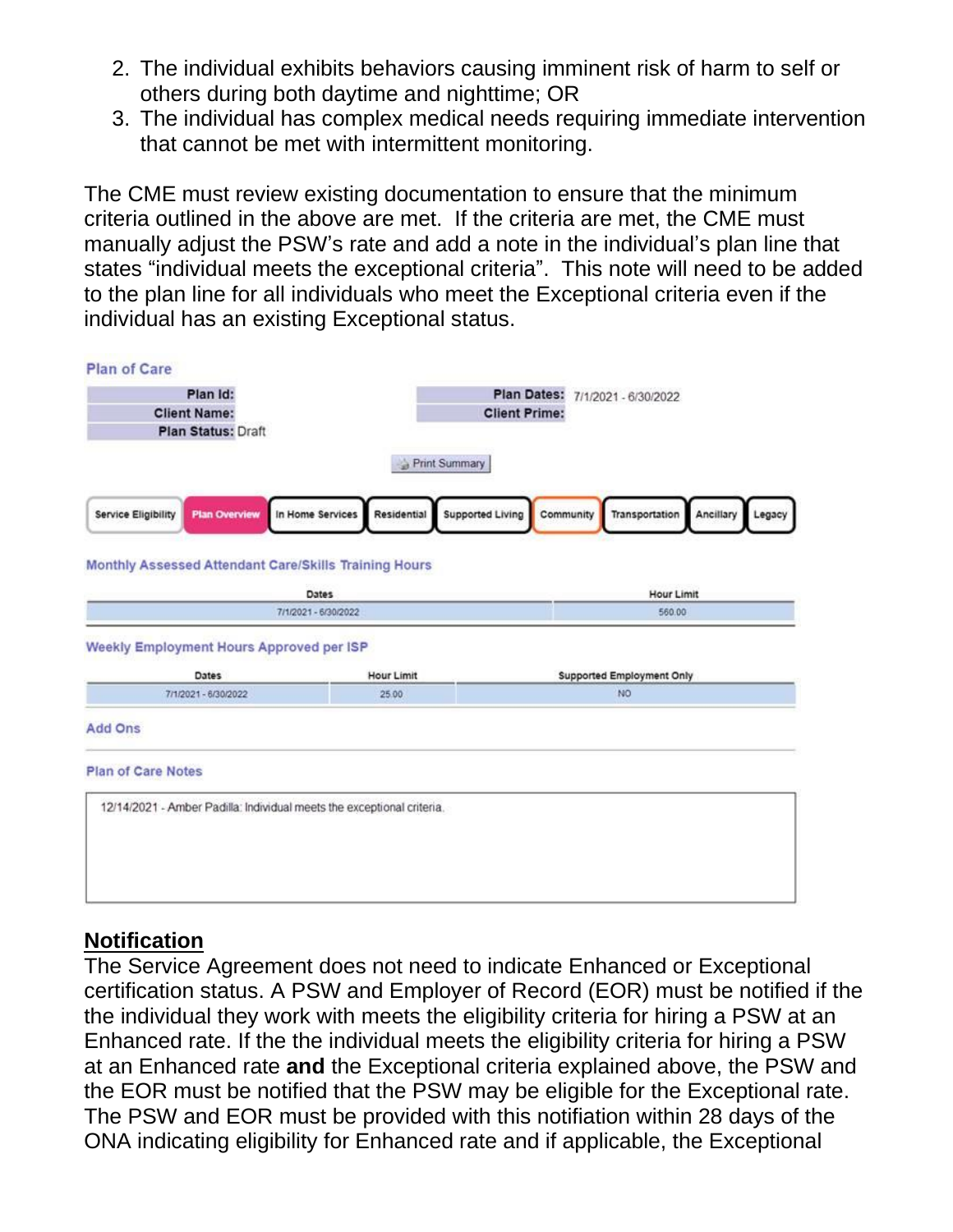2. The individual exhibits behaviors causing imminent risk of harm to self or others during both daytime and nighttime; OR
3. The individual has complex medical needs requiring immediate intervention that cannot be met with intermittent monitoring.

The CME must review existing documentation to ensure that the minimum criteria outlined in the above are met. If the criteria are met, the CME must manually adjust the PSW's rate and add a note in the individual's plan line that states "individual meets the exceptional criteria". This note will need to be added to the plan line for all individuals who meet the Exceptional criteria even if the individual has an existing Exceptional status.

**Plan of Care**

| | | | |
|---|---|---|---|
| **Plan Id:** | | **Plan Dates:** | 7/1/2021 - 6/30/2022 |
| **Client Name:** | | **Client Prime:** | |
| **Plan Status:** | Draft | | |

Print Summary

Service Eligibility | Plan Overview | In Home Services | Residential | Supported Living | Community | Transportation | Ancillary | Legacy

**Monthly Assessed Attendant Care/Skills Training Hours**

| Dates | Hour Limit |
|---|---|
| 7/1/2021 - 6/30/2022 | 560.00 |

**Weekly Employment Hours Approved per ISP**

| Dates | Hour Limit | Supported Employment Only |
|---|---|---|
| 7/1/2021 - 6/30/2022 | 25.00 | NO |

**Add Ons**

**Plan of Care Notes**

12/14/2021 - Amber Padilla: Individual meets the exceptional criteria.

## Notification

The Service Agreement does not need to indicate Enhanced or Exceptional certification status. A PSW and Employer of Record (EOR) must be notified if the the individual they work with meets the eligibility criteria for hiring a PSW at an Enhanced rate. If the the individual meets the eligibility criteria for hiring a PSW at an Enhanced rate **and** the Exceptional criteria explained above, the PSW and the EOR must be notified that the PSW may be eligible for the Exceptional rate. The PSW and EOR must be provided with this notifiation within 28 days of the ONA indicating eligibility for Enhanced rate and if applicable, the Exceptional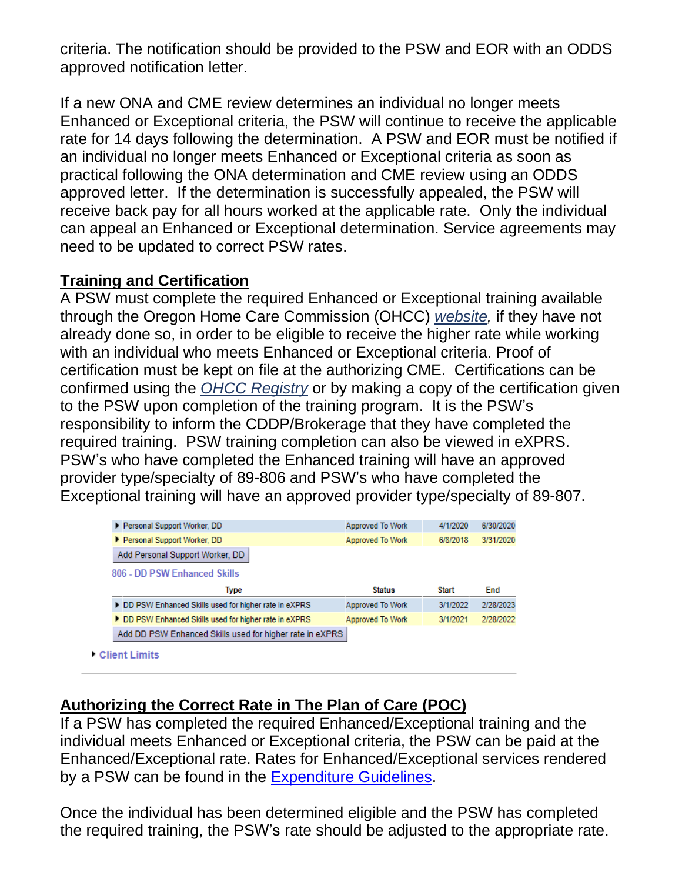criteria. The notification should be provided to the PSW and EOR with an ODDS approved notification letter.

If a new ONA and CME review determines an individual no longer meets Enhanced or Exceptional criteria, the PSW will continue to receive the applicable rate for 14 days following the determination. A PSW and EOR must be notified if an individual no longer meets Enhanced or Exceptional criteria as soon as practical following the ONA determination and CME review using an ODDS approved letter. If the determination is successfully appealed, the PSW will receive back pay for all hours worked at the applicable rate. Only the individual can appeal an Enhanced or Exceptional determination. Service agreements may need to be updated to correct PSW rates.

## Training and Certification

A PSW must complete the required Enhanced or Exceptional training available through the Oregon Home Care Commission (OHCC) *website*, if they have not already done so, in order to be eligible to receive the higher rate while working with an individual who meets Enhanced or Exceptional criteria. Proof of certification must be kept on file at the authorizing CME. Certifications can be confirmed using the *OHCC Registry* or by making a copy of the certification given to the PSW upon completion of the training program. It is the PSW's responsibility to inform the CDDP/Brokerage that they have completed the required training. PSW training completion can also be viewed in eXPRS. PSW's who have completed the Enhanced training will have an approved provider type/specialty of 89-806 and PSW's who have completed the Exceptional training will have an approved provider type/specialty of 89-807.

| | | | |
|---|---|---|---|
| Personal Support Worker, DD | Approved To Work | 4/1/2020 | 6/30/2020 |
| Personal Support Worker, DD | Approved To Work | 6/8/2018 | 3/31/2020 |
| Add Personal Support Worker, DD | | | |

806 - DD PSW Enhanced Skills

| Type | Status | Start | End |
|---|---|---|---|
| DD PSW Enhanced Skills used for higher rate in eXPRS | Approved To Work | 3/1/2022 | 2/28/2023 |
| DD PSW Enhanced Skills used for higher rate in eXPRS | Approved To Work | 3/1/2021 | 2/28/2022 |
| Add DD PSW Enhanced Skills used for higher rate in eXPRS | | | |

Client Limits

## Authorizing the Correct Rate in The Plan of Care (POC)

If a PSW has completed the required Enhanced/Exceptional training and the individual meets Enhanced or Exceptional criteria, the PSW can be paid at the Enhanced/Exceptional rate. Rates for Enhanced/Exceptional services rendered by a PSW can be found in the Expenditure Guidelines.

Once the individual has been determined eligible and the PSW has completed the required training, the PSW's rate should be adjusted to the appropriate rate.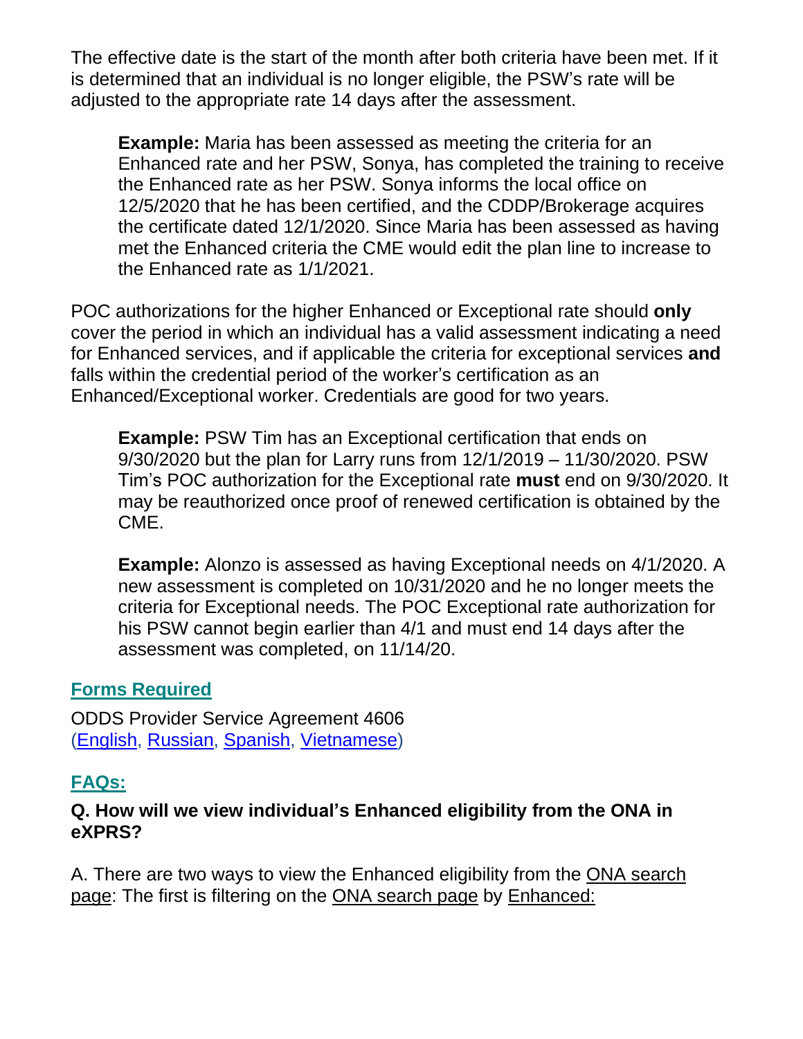The effective date is the start of the month after both criteria have been met. If it is determined that an individual is no longer eligible, the PSW's rate will be adjusted to the appropriate rate 14 days after the assessment.

> **Example:** Maria has been assessed as meeting the criteria for an Enhanced rate and her PSW, Sonya, has completed the training to receive the Enhanced rate as her PSW. Sonya informs the local office on 12/5/2020 that he has been certified, and the CDDP/Brokerage acquires the certificate dated 12/1/2020. Since Maria has been assessed as having met the Enhanced criteria the CME would edit the plan line to increase to the Enhanced rate as 1/1/2021.

POC authorizations for the higher Enhanced or Exceptional rate should **only** cover the period in which an individual has a valid assessment indicating a need for Enhanced services, and if applicable the criteria for exceptional services **and** falls within the credential period of the worker's certification as an Enhanced/Exceptional worker. Credentials are good for two years.

> **Example:** PSW Tim has an Exceptional certification that ends on 9/30/2020 but the plan for Larry runs from 12/1/2019 – 11/30/2020. PSW Tim's POC authorization for the Exceptional rate **must** end on 9/30/2020. It may be reauthorized once proof of renewed certification is obtained by the CME.

> **Example:** Alonzo is assessed as having Exceptional needs on 4/1/2020. A new assessment is completed on 10/31/2020 and he no longer meets the criteria for Exceptional needs. The POC Exceptional rate authorization for his PSW cannot begin earlier than 4/1 and must end 14 days after the assessment was completed, on 11/14/20.

## Forms Required

ODDS Provider Service Agreement 4606
(English, Russian, Spanish, Vietnamese)

## FAQs:

**Q. How will we view individual's Enhanced eligibility from the ONA in eXPRS?**

A. There are two ways to view the Enhanced eligibility from the ONA search page: The first is filtering on the ONA search page by Enhanced: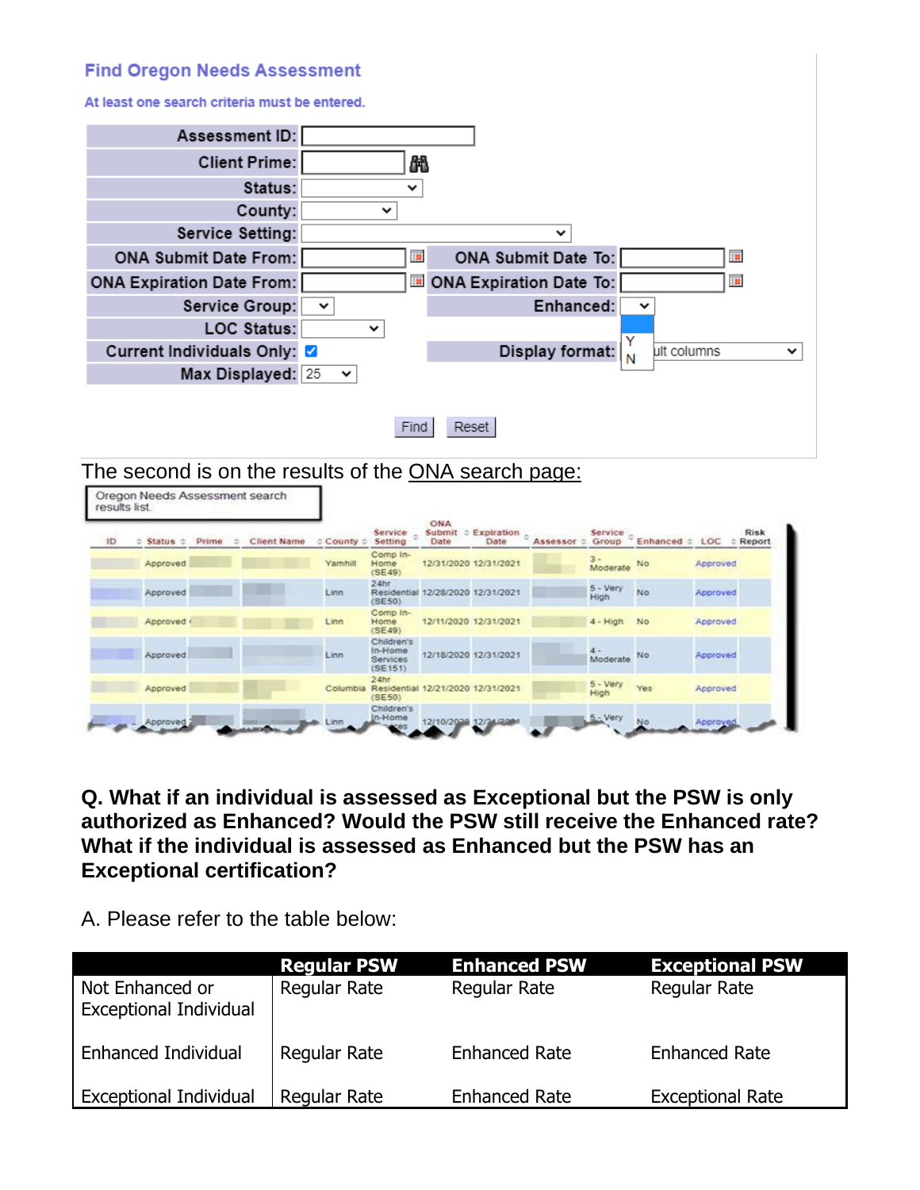**Find Oregon Needs Assessment**

At least one search criteria must be entered.

| | | | |
|---|---|---|---|
| Assessment ID: | | | |
| Client Prime: | | | |
| Status: | | | |
| County: | | | |
| Service Setting: | | | |
| ONA Submit Date From: | | ONA Submit Date To: | |
| ONA Expiration Date From: | | ONA Expiration Date To: | |
| Service Group: | | Enhanced: | Y / N |
| LOC Status: | | | |
| Current Individuals Only: | ☑ | Display format: | ult columns |
| Max Displayed: | 25 | | |

Find   Reset

The second is on the results of the ONA search page:

Oregon Needs Assessment search results list

| ID | Status | Prime | Client Name | County | Service Setting | ONA Submit Date | Expiration Date | Assessor | Service Group | Enhanced | LOC | Risk Report |
|---|---|---|---|---|---|---|---|---|---|---|---|---|
| | Approved | | | Yamhill | Comp In-Home (SE49) | 12/31/2020 | 12/31/2021 | | 3 - Moderate | No | Approved | |
| | Approved | | | Linn | 24hr Residential (SE50) | 12/28/2020 | 12/31/2021 | | 5 - Very High | No | Approved | |
| | Approved | | | Linn | Comp In-Home (SE49) | 12/11/2020 | 12/31/2021 | | 4 - High | No | Approved | |
| | Approved | | | Linn | Children's In-Home Services (SE151) | 12/18/2020 | 12/31/2021 | | 4 - Moderate | No | Approved | |
| | Approved | | | Columbia | 24hr Residential (SE50) | 12/21/2020 | 12/31/2021 | | 5 - Very High | Yes | Approved | |
| | Approved | | | Linn | Children's In-Home Services | 12/10/2020 | 12/31/2021 | | 5 - Very | No | Approved | |

**Q. What if an individual is assessed as Exceptional but the PSW is only authorized as Enhanced? Would the PSW still receive the Enhanced rate? What if the individual is assessed as Enhanced but the PSW has an Exceptional certification?**

A. Please refer to the table below:

| | Regular PSW | Enhanced PSW | Exceptional PSW |
|---|---|---|---|
| Not Enhanced or Exceptional Individual | Regular Rate | Regular Rate | Regular Rate |
| Enhanced Individual | Regular Rate | Enhanced Rate | Enhanced Rate |
| Exceptional Individual | Regular Rate | Enhanced Rate | Exceptional Rate |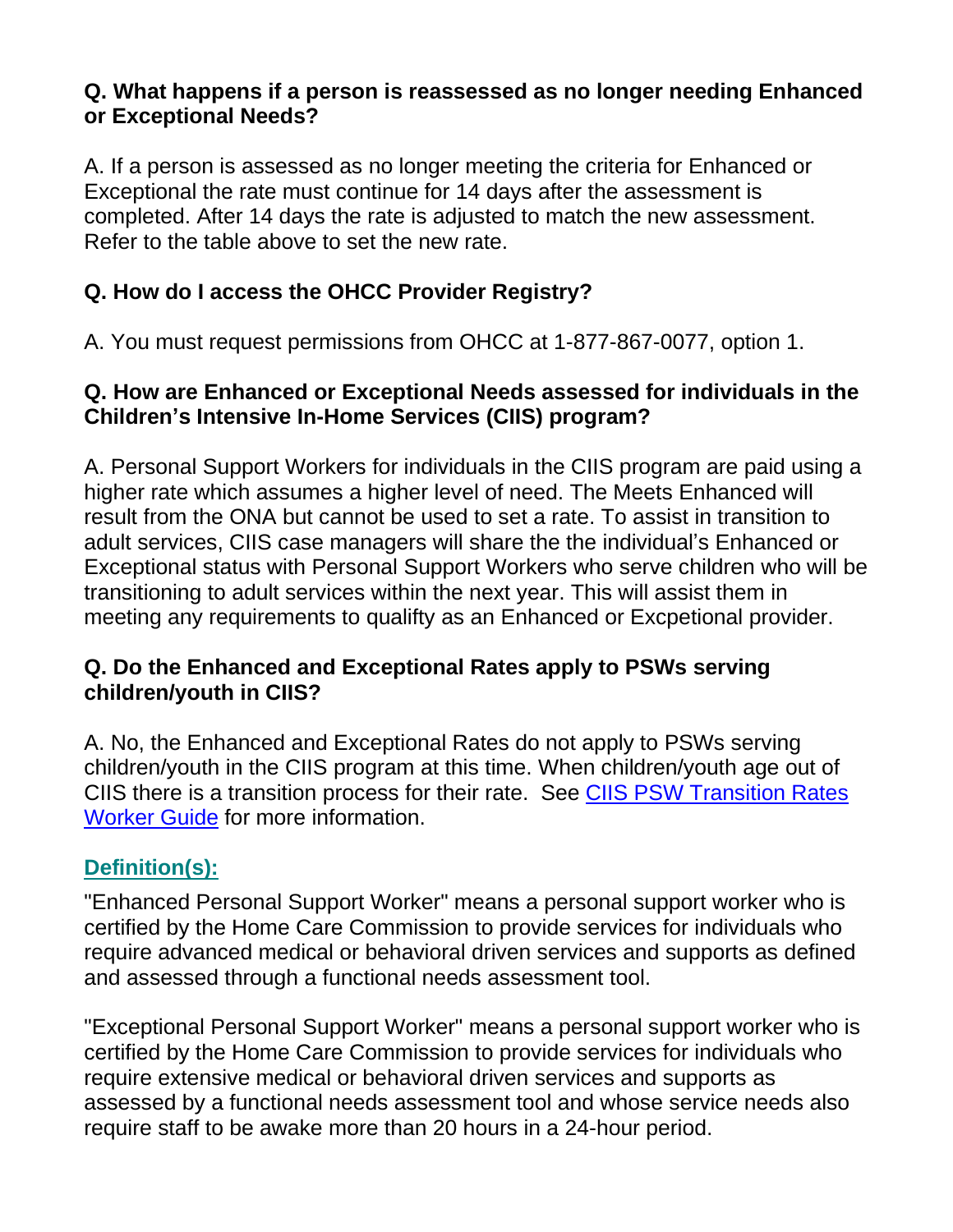**Q. What happens if a person is reassessed as no longer needing Enhanced or Exceptional Needs?**

A. If a person is assessed as no longer meeting the criteria for Enhanced or Exceptional the rate must continue for 14 days after the assessment is completed. After 14 days the rate is adjusted to match the new assessment. Refer to the table above to set the new rate.

**Q. How do I access the OHCC Provider Registry?**

A. You must request permissions from OHCC at 1-877-867-0077, option 1.

**Q. How are Enhanced or Exceptional Needs assessed for individuals in the Children's Intensive In-Home Services (CIIS) program?**

A. Personal Support Workers for individuals in the CIIS program are paid using a higher rate which assumes a higher level of need. The Meets Enhanced will result from the ONA but cannot be used to set a rate. To assist in transition to adult services, CIIS case managers will share the the individual's Enhanced or Exceptional status with Personal Support Workers who serve children who will be transitioning to adult services within the next year. This will assist them in meeting any requirements to qualifty as an Enhanced or Excpetional provider.

**Q. Do the Enhanced and Exceptional Rates apply to PSWs serving children/youth in CIIS?**

A. No, the Enhanced and Exceptional Rates do not apply to PSWs serving children/youth in the CIIS program at this time. When children/youth age out of CIIS there is a transition process for their rate. See [CIIS PSW Transition Rates Worker Guide] for more information.

## Definition(s):

"Enhanced Personal Support Worker" means a personal support worker who is certified by the Home Care Commission to provide services for individuals who require advanced medical or behavioral driven services and supports as defined and assessed through a functional needs assessment tool.

"Exceptional Personal Support Worker" means a personal support worker who is certified by the Home Care Commission to provide services for individuals who require extensive medical or behavioral driven services and supports as assessed by a functional needs assessment tool and whose service needs also require staff to be awake more than 20 hours in a 24-hour period.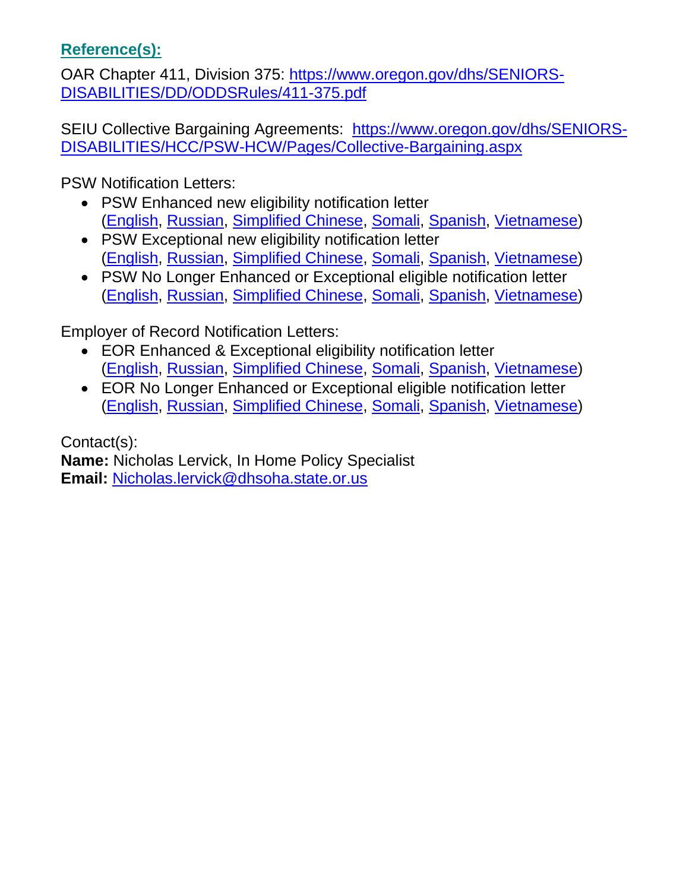**Reference(s):**

OAR Chapter 411, Division 375: https://www.oregon.gov/dhs/SENIORS-DISABILITIES/DD/ODDSRules/411-375.pdf

SEIU Collective Bargaining Agreements: https://www.oregon.gov/dhs/SENIORS-DISABILITIES/HCC/PSW-HCW/Pages/Collective-Bargaining.aspx

PSW Notification Letters:

- PSW Enhanced new eligibility notification letter (English, Russian, Simplified Chinese, Somali, Spanish, Vietnamese)
- PSW Exceptional new eligibility notification letter (English, Russian, Simplified Chinese, Somali, Spanish, Vietnamese)
- PSW No Longer Enhanced or Exceptional eligible notification letter (English, Russian, Simplified Chinese, Somali, Spanish, Vietnamese)

Employer of Record Notification Letters:

- EOR Enhanced & Exceptional eligibility notification letter (English, Russian, Simplified Chinese, Somali, Spanish, Vietnamese)
- EOR No Longer Enhanced or Exceptional eligible notification letter (English, Russian, Simplified Chinese, Somali, Spanish, Vietnamese)

Contact(s):
**Name:** Nicholas Lervick, In Home Policy Specialist
**Email:** Nicholas.lervick@dhsoha.state.or.us